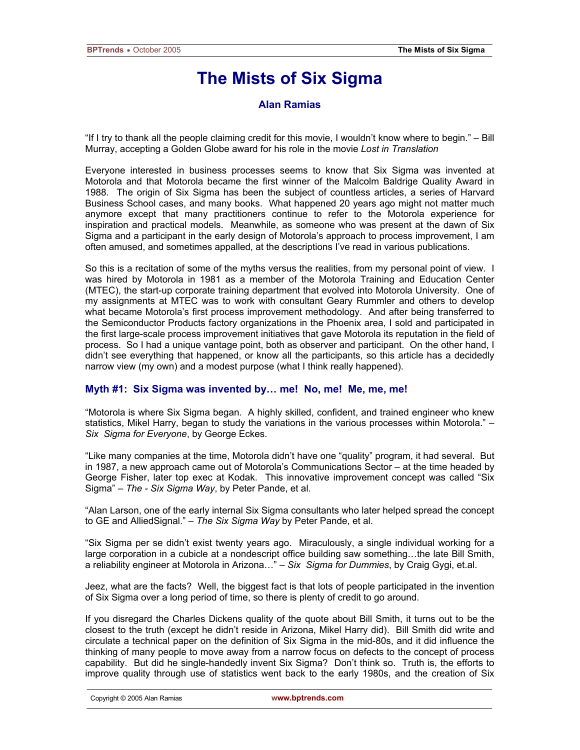# The Mists of Six Sigma

### Alan Ramias

"If I try to thank all the people claiming credit for this movie, I wouldn't know where to begin." – Bill Murray, accepting a Golden Globe award for his role in the movie *Lost in Translation*

Everyone interested in business processes seems to know that Six Sigma was invented at Motorola and that Motorola became the first winner of the Malcolm Baldrige Quality Award in 1988. The origin of Six Sigma has been the subject of countless articles, a series of Harvard Business School cases, and many books. What happened 20 years ago might not matter much anymore except that many practitioners continue to refer to the Motorola experience for inspiration and practical models. Meanwhile, as someone who was present at the dawn of Six Sigma and a participant in the early design of Motorola's approach to process improvement, I am often amused, and sometimes appalled, at the descriptions I've read in various publications.

So this is a recitation of some of the myths versus the realities, from my personal point of view. I was hired by Motorola in 1981 as a member of the Motorola Training and Education Center (MTEC), the start-up corporate training department that evolved into Motorola University. One of my assignments at MTEC was to work with consultant Geary Rummler and others to develop what became Motorola's first process improvement methodology. And after being transferred to the Semiconductor Products factory organizations in the Phoenix area, I sold and participated in the first large-scale process improvement initiatives that gave Motorola its reputation in the field of process. So I had a unique vantage point, both as observer and participant. On the other hand, I didn't see everything that happened, or know all the participants, so this article has a decidedly narrow view (my own) and a modest purpose (what I think really happened).

### Myth #1: Six Sigma was invented by… me! No, me! Me, me, me!

"Motorola is where Six Sigma began. A highly skilled, confident, and trained engineer who knew statistics, Mikel Harry, began to study the variations in the various processes within Motorola." – *Six Sigma for Everyone*, by George Eckes.

"Like many companies at the time, Motorola didn't have one "quality" program, it had several. But in 1987, a new approach came out of Motorola's Communications Sector – at the time headed by George Fisher, later top exec at Kodak. This innovative improvement concept was called "Six Sigma" – *The - Six Sigma Way*, by Peter Pande, et al.

"Alan Larson, one of the early internal Six Sigma consultants who later helped spread the concept to GE and AlliedSignal." – *The Six Sigma Way* by Peter Pande, et al.

"Six Sigma per se didn't exist twenty years ago. Miraculously, a single individual working for a large corporation in a cubicle at a nondescript office building saw something…the late Bill Smith, a reliability engineer at Motorola in Arizona…" – *Six Sigma for Dummies*, by Craig Gygi, et.al.

Jeez, what are the facts? Well, the biggest fact is that lots of people participated in the invention of Six Sigma over a long period of time, so there is plenty of credit to go around.

If you disregard the Charles Dickens quality of the quote about Bill Smith, it turns out to be the closest to the truth (except he didn't reside in Arizona, Mikel Harry did). Bill Smith did write and circulate a technical paper on the definition of Six Sigma in the mid-80s, and it did influence the thinking of many people to move away from a narrow focus on defects to the concept of process capability. But did he single-handedly invent Six Sigma? Don't think so. Truth is, the efforts to improve quality through use of statistics went back to the early 1980s, and the creation of Six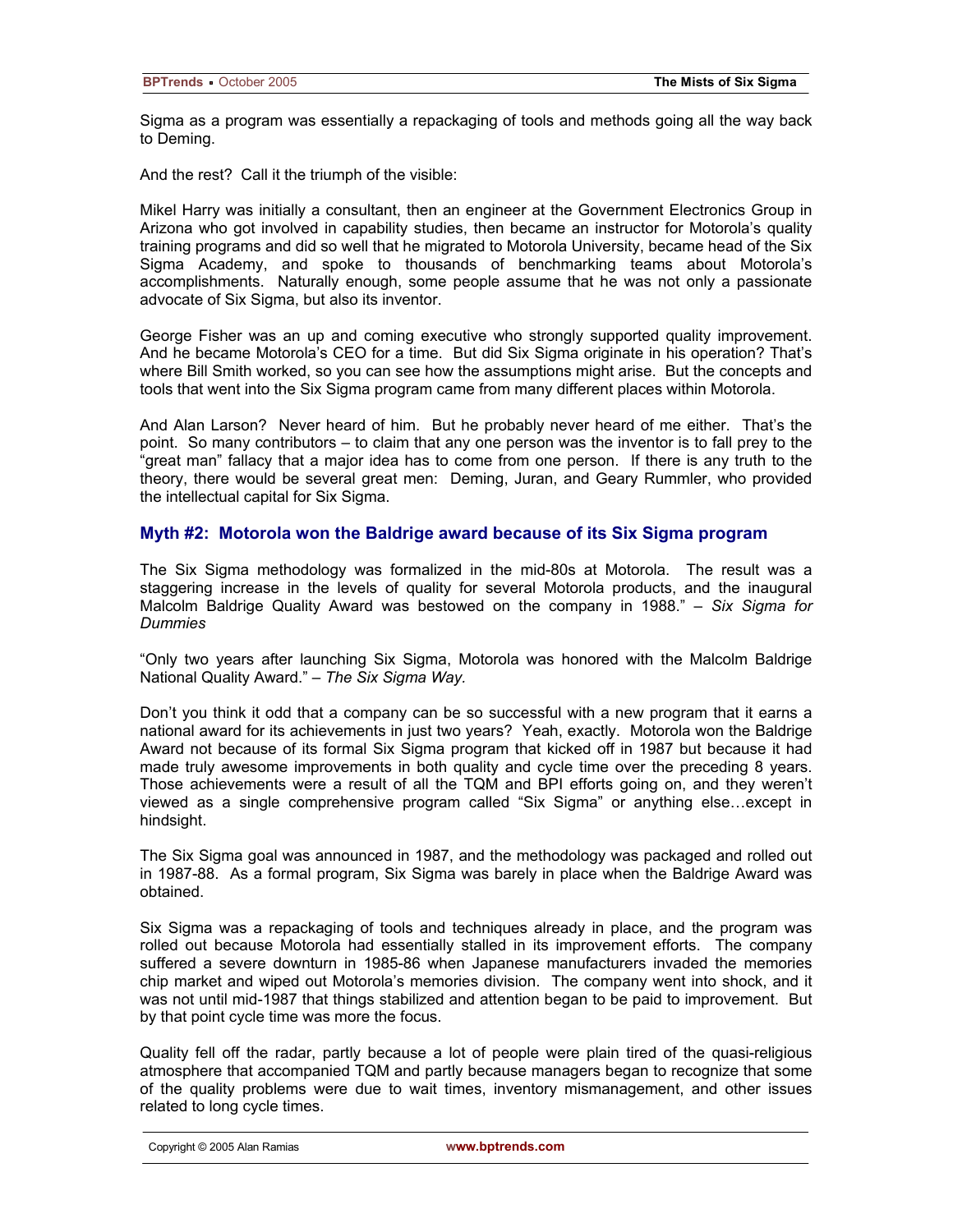Sigma as a program was essentially a repackaging of tools and methods going all the way back to Deming.

And the rest? Call it the triumph of the visible:

Mikel Harry was initially a consultant, then an engineer at the Government Electronics Group in Arizona who got involved in capability studies, then became an instructor for Motorola's quality training programs and did so well that he migrated to Motorola University, became head of the Six Sigma Academy, and spoke to thousands of benchmarking teams about Motorola's accomplishments. Naturally enough, some people assume that he was not only a passionate advocate of Six Sigma, but also its inventor.

George Fisher was an up and coming executive who strongly supported quality improvement. And he became Motorola's CEO for a time. But did Six Sigma originate in his operation? That's where Bill Smith worked, so you can see how the assumptions might arise. But the concepts and tools that went into the Six Sigma program came from many different places within Motorola.

And Alan Larson? Never heard of him. But he probably never heard of me either. That's the point. So many contributors – to claim that any one person was the inventor is to fall prey to the "great man" fallacy that a major idea has to come from one person. If there is any truth to the theory, there would be several great men: Deming, Juran, and Geary Rummler, who provided the intellectual capital for Six Sigma.

### Myth #2: Motorola won the Baldrige award because of its Six Sigma program

The Six Sigma methodology was formalized in the mid-80s at Motorola. The result was a staggering increase in the levels of quality for several Motorola products, and the inaugural Malcolm Baldrige Quality Award was bestowed on the company in 1988." – *Six Sigma for Dummies*

"Only two years after launching Six Sigma, Motorola was honored with the Malcolm Baldrige National Quality Award." – *The Six Sigma Way.*

Don't you think it odd that a company can be so successful with a new program that it earns a national award for its achievements in just two years? Yeah, exactly. Motorola won the Baldrige Award not because of its formal Six Sigma program that kicked off in 1987 but because it had made truly awesome improvements in both quality and cycle time over the preceding 8 years. Those achievements were a result of all the TQM and BPI efforts going on, and they weren't viewed as a single comprehensive program called "Six Sigma" or anything else…except in hindsight.

The Six Sigma goal was announced in 1987, and the methodology was packaged and rolled out in 1987-88. As a formal program, Six Sigma was barely in place when the Baldrige Award was obtained.

Six Sigma was a repackaging of tools and techniques already in place, and the program was rolled out because Motorola had essentially stalled in its improvement efforts. The company suffered a severe downturn in 1985-86 when Japanese manufacturers invaded the memories chip market and wiped out Motorola's memories division. The company went into shock, and it was not until mid-1987 that things stabilized and attention began to be paid to improvement. But by that point cycle time was more the focus.

Quality fell off the radar, partly because a lot of people were plain tired of the quasi-religious atmosphere that accompanied TQM and partly because managers began to recognize that some of the quality problems were due to wait times, inventory mismanagement, and other issues related to long cycle times.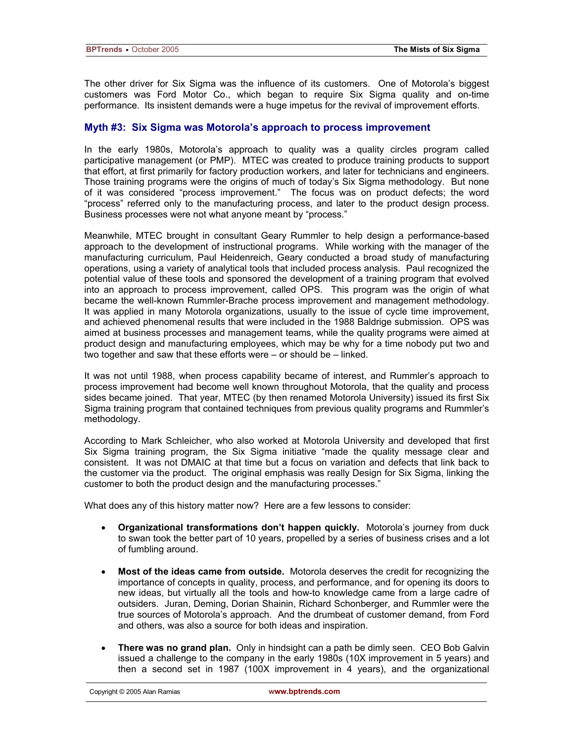The other driver for Six Sigma was the influence of its customers. One of Motorola's biggest customers was Ford Motor Co., which began to require Six Sigma quality and on-time performance. Its insistent demands were a huge impetus for the revival of improvement efforts.

### Myth #3: Six Sigma was Motorola's approach to process improvement

In the early 1980s, Motorola's approach to quality was a quality circles program called participative management (or PMP). MTEC was created to produce training products to support that effort, at first primarily for factory production workers, and later for technicians and engineers. Those training programs were the origins of much of today's Six Sigma methodology. But none of it was considered "process improvement." The focus was on product defects; the word "process" referred only to the manufacturing process, and later to the product design process. Business processes were not what anyone meant by "process."

Meanwhile, MTEC brought in consultant Geary Rummler to help design a performance-based approach to the development of instructional programs. While working with the manager of the manufacturing curriculum, Paul Heidenreich, Geary conducted a broad study of manufacturing operations, using a variety of analytical tools that included process analysis. Paul recognized the potential value of these tools and sponsored the development of a training program that evolved into an approach to process improvement, called OPS. This program was the origin of what became the well-known Rummler-Brache process improvement and management methodology. It was applied in many Motorola organizations, usually to the issue of cycle time improvement, and achieved phenomenal results that were included in the 1988 Baldrige submission. OPS was aimed at business processes and management teams, while the quality programs were aimed at product design and manufacturing employees, which may be why for a time nobody put two and two together and saw that these efforts were – or should be – linked.

It was not until 1988, when process capability became of interest, and Rummler's approach to process improvement had become well known throughout Motorola, that the quality and process sides became joined. That year, MTEC (by then renamed Motorola University) issued its first Six Sigma training program that contained techniques from previous quality programs and Rummler's methodology.

According to Mark Schleicher, who also worked at Motorola University and developed that first Six Sigma training program, the Six Sigma initiative "made the quality message clear and consistent. It was not DMAIC at that time but a focus on variation and defects that link back to the customer via the product. The original emphasis was really Design for Six Sigma, linking the customer to both the product design and the manufacturing processes."

What does any of this history matter now? Here are a few lessons to consider:

- **Organizational transformations don't happen quickly.** Motorola's journey from duck to swan took the better part of 10 years, propelled by a series of business crises and a lot of fumbling around.
- **Most of the ideas came from outside.** Motorola deserves the credit for recognizing the importance of concepts in quality, process, and performance, and for opening its doors to new ideas, but virtually all the tools and how-to knowledge came from a large cadre of outsiders. Juran, Deming, Dorian Shainin, Richard Schonberger, and Rummler were the true sources of Motorola's approach. And the drumbeat of customer demand, from Ford and others, was also a source for both ideas and inspiration.
- **There was no grand plan.** Only in hindsight can a path be dimly seen. CEO Bob Galvin issued a challenge to the company in the early 1980s (10X improvement in 5 years) and then a second set in 1987 (100X improvement in 4 years), and the organizational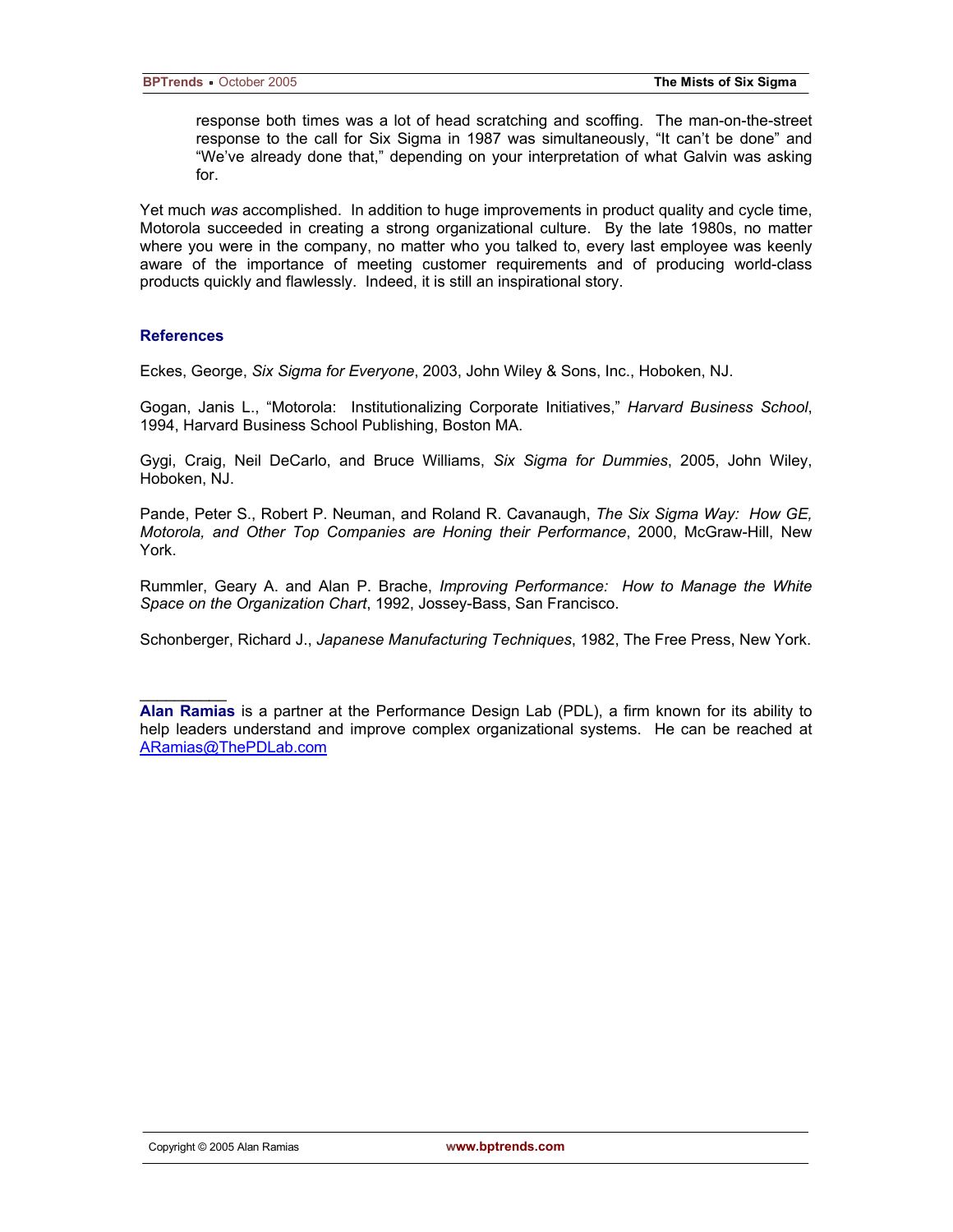response both times was a lot of head scratching and scoffing. The man-on-the-street response to the call for Six Sigma in 1987 was simultaneously, “It can’t be done” and “We’ve already done that,” depending on your interpretation of what Galvin was asking for.

Yet much *was* accomplished. In addition to huge improvements in product quality and cycle time, Motorola succeeded in creating a strong organizational culture. By the late 1980s, no matter where you were in the company, no matter who you talked to, every last employee was keenly aware of the importance of meeting customer requirements and of producing world-class products quickly and flawlessly. Indeed, it is still an inspirational story.

## References

Eckes, George, *Six Sigma for Everyone*, 2003, John Wiley & Sons, Inc., Hoboken, NJ.

Gogan, Janis L., “Motorola: Institutionalizing Corporate Initiatives,” *Harvard Business School*, 1994, Harvard Business School Publishing, Boston MA.

Gygi, Craig, Neil DeCarlo, and Bruce Williams, *Six Sigma for Dummies*, 2005, John Wiley, Hoboken, NJ.

Pande, Peter S., Robert P. Neuman, and Roland R. Cavanaugh, *The Six Sigma Way: How GE, Motorola, and Other Top Companies are Honing their Performance*, 2000, McGraw-Hill, New York.

Rummler, Geary A. and Alan P. Brache, *Improving Performance: How to Manage the White Space on the Organization Chart*, 1992, Jossey-Bass, San Francisco.

Schonberger, Richard J., *Japanese Manufacturing Techniques*, 1982, The Free Press, New York.

__________

**Alan Ramias** is a partner at the Performance Design Lab (PDL), a firm known for its ability to help leaders understand and improve complex organizational systems. He can be reached at ARamias@ThePDLab.com